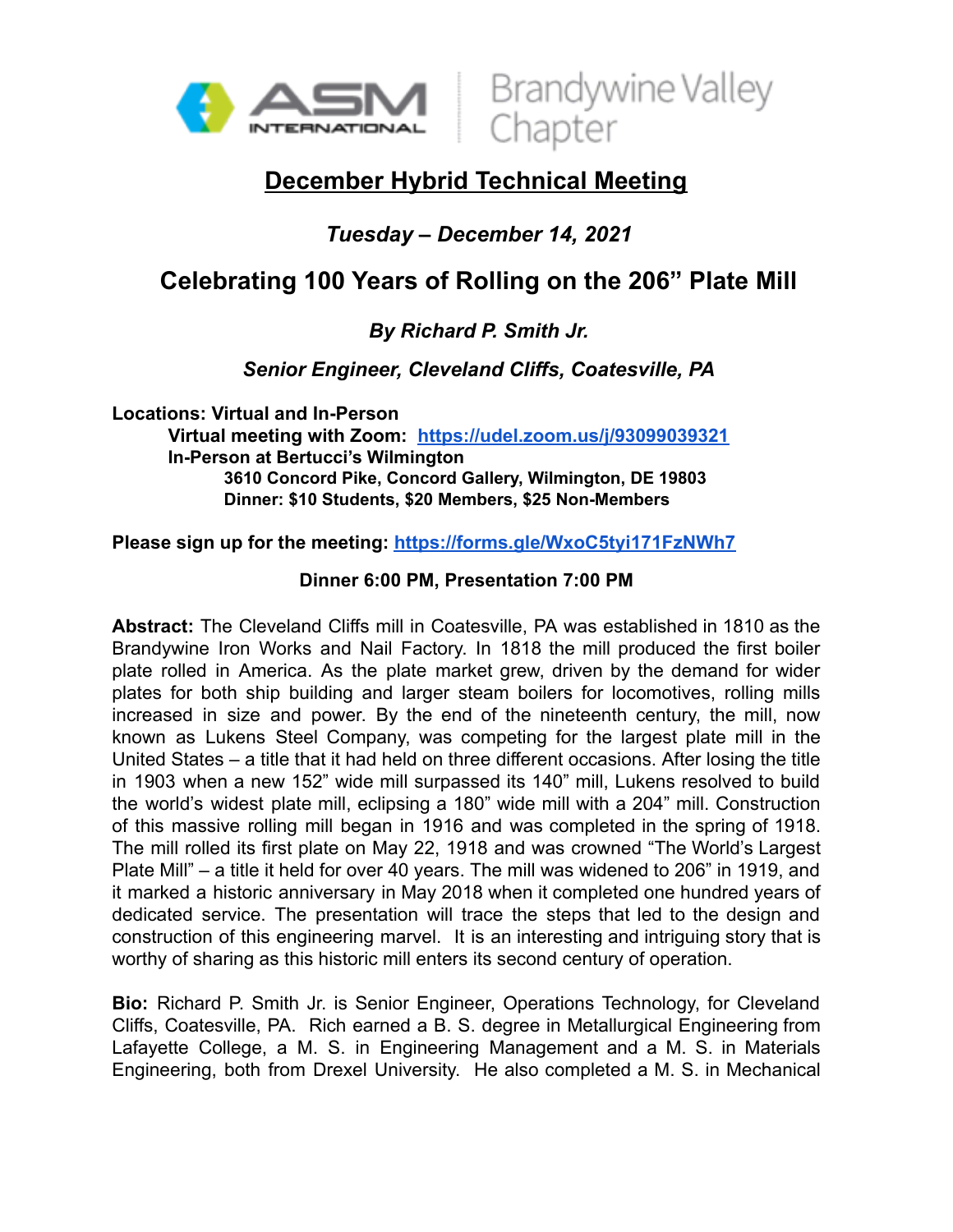ASM International | Brandywine Valley Chapter

# December Hybrid Technical Meeting

***Tuesday – December 14, 2021***

## Celebrating 100 Years of Rolling on the 206" Plate Mill

***By Richard P. Smith Jr.***

***Senior Engineer, Cleveland Cliffs, Coatesville, PA***

**Locations: Virtual and In-Person**

**Virtual meeting with Zoom: [https://udel.zoom.us/j/93099039321](https://udel.zoom.us/j/93099039321)**

**In-Person at Bertucci's Wilmington**

**3610 Concord Pike, Concord Gallery, Wilmington, DE 19803**

**Dinner: $10 Students, $20 Members, $25 Non-Members**

**Please sign up for the meeting: [https://forms.gle/WxoC5tyi171FzNWh7](https://forms.gle/WxoC5tyi171FzNWh7)**

**Dinner 6:00 PM, Presentation 7:00 PM**

**Abstract:** The Cleveland Cliffs mill in Coatesville, PA was established in 1810 as the Brandywine Iron Works and Nail Factory. In 1818 the mill produced the first boiler plate rolled in America. As the plate market grew, driven by the demand for wider plates for both ship building and larger steam boilers for locomotives, rolling mills increased in size and power. By the end of the nineteenth century, the mill, now known as Lukens Steel Company, was competing for the largest plate mill in the United States – a title that it had held on three different occasions. After losing the title in 1903 when a new 152" wide mill surpassed its 140" mill, Lukens resolved to build the world's widest plate mill, eclipsing a 180" wide mill with a 204" mill. Construction of this massive rolling mill began in 1916 and was completed in the spring of 1918. The mill rolled its first plate on May 22, 1918 and was crowned "The World's Largest Plate Mill" – a title it held for over 40 years. The mill was widened to 206" in 1919, and it marked a historic anniversary in May 2018 when it completed one hundred years of dedicated service. The presentation will trace the steps that led to the design and construction of this engineering marvel. It is an interesting and intriguing story that is worthy of sharing as this historic mill enters its second century of operation.

**Bio:** Richard P. Smith Jr. is Senior Engineer, Operations Technology, for Cleveland Cliffs, Coatesville, PA. Rich earned a B. S. degree in Metallurgical Engineering from Lafayette College, a M. S. in Engineering Management and a M. S. in Materials Engineering, both from Drexel University. He also completed a M. S. in Mechanical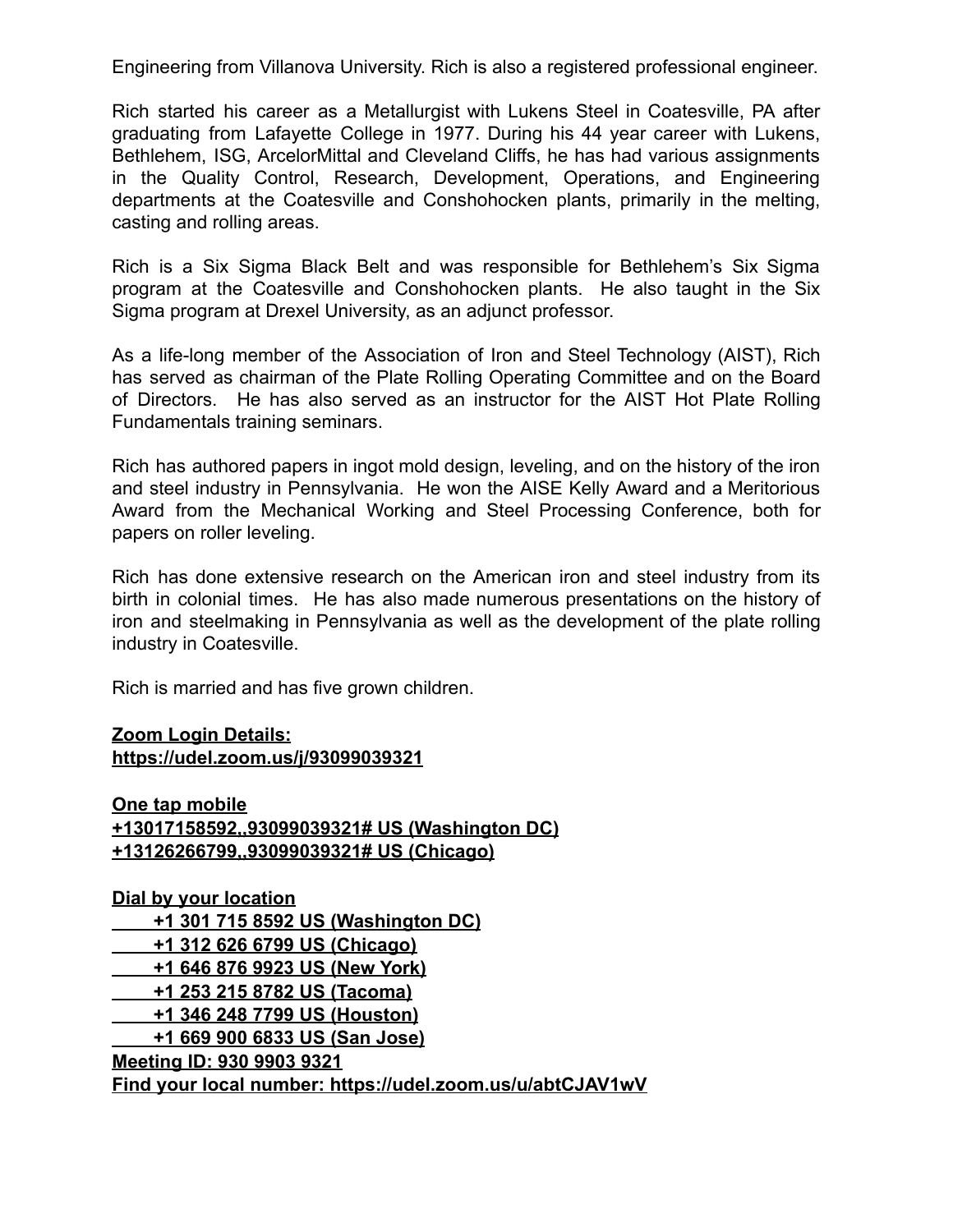Engineering from Villanova University. Rich is also a registered professional engineer.

Rich started his career as a Metallurgist with Lukens Steel in Coatesville, PA after graduating from Lafayette College in 1977. During his 44 year career with Lukens, Bethlehem, ISG, ArcelorMittal and Cleveland Cliffs, he has had various assignments in the Quality Control, Research, Development, Operations, and Engineering departments at the Coatesville and Conshohocken plants, primarily in the melting, casting and rolling areas.

Rich is a Six Sigma Black Belt and was responsible for Bethlehem's Six Sigma program at the Coatesville and Conshohocken plants. He also taught in the Six Sigma program at Drexel University, as an adjunct professor.

As a life-long member of the Association of Iron and Steel Technology (AIST), Rich has served as chairman of the Plate Rolling Operating Committee and on the Board of Directors. He has also served as an instructor for the AIST Hot Plate Rolling Fundamentals training seminars.

Rich has authored papers in ingot mold design, leveling, and on the history of the iron and steel industry in Pennsylvania. He won the AISE Kelly Award and a Meritorious Award from the Mechanical Working and Steel Processing Conference, both for papers on roller leveling.

Rich has done extensive research on the American iron and steel industry from its birth in colonial times. He has also made numerous presentations on the history of iron and steelmaking in Pennsylvania as well as the development of the plate rolling industry in Coatesville.

Rich is married and has five grown children.

**Zoom Login Details:**
**https://udel.zoom.us/j/93099039321**

**One tap mobile**
**+13017158592,,93099039321# US (Washington DC)**
**+13126266799,,93099039321# US (Chicago)**

**Dial by your location**
**+1 301 715 8592 US (Washington DC)**
**+1 312 626 6799 US (Chicago)**
**+1 646 876 9923 US (New York)**
**+1 253 215 8782 US (Tacoma)**
**+1 346 248 7799 US (Houston)**
**+1 669 900 6833 US (San Jose)**
**Meeting ID: 930 9903 9321**
**Find your local number: https://udel.zoom.us/u/abtCJAV1wV**